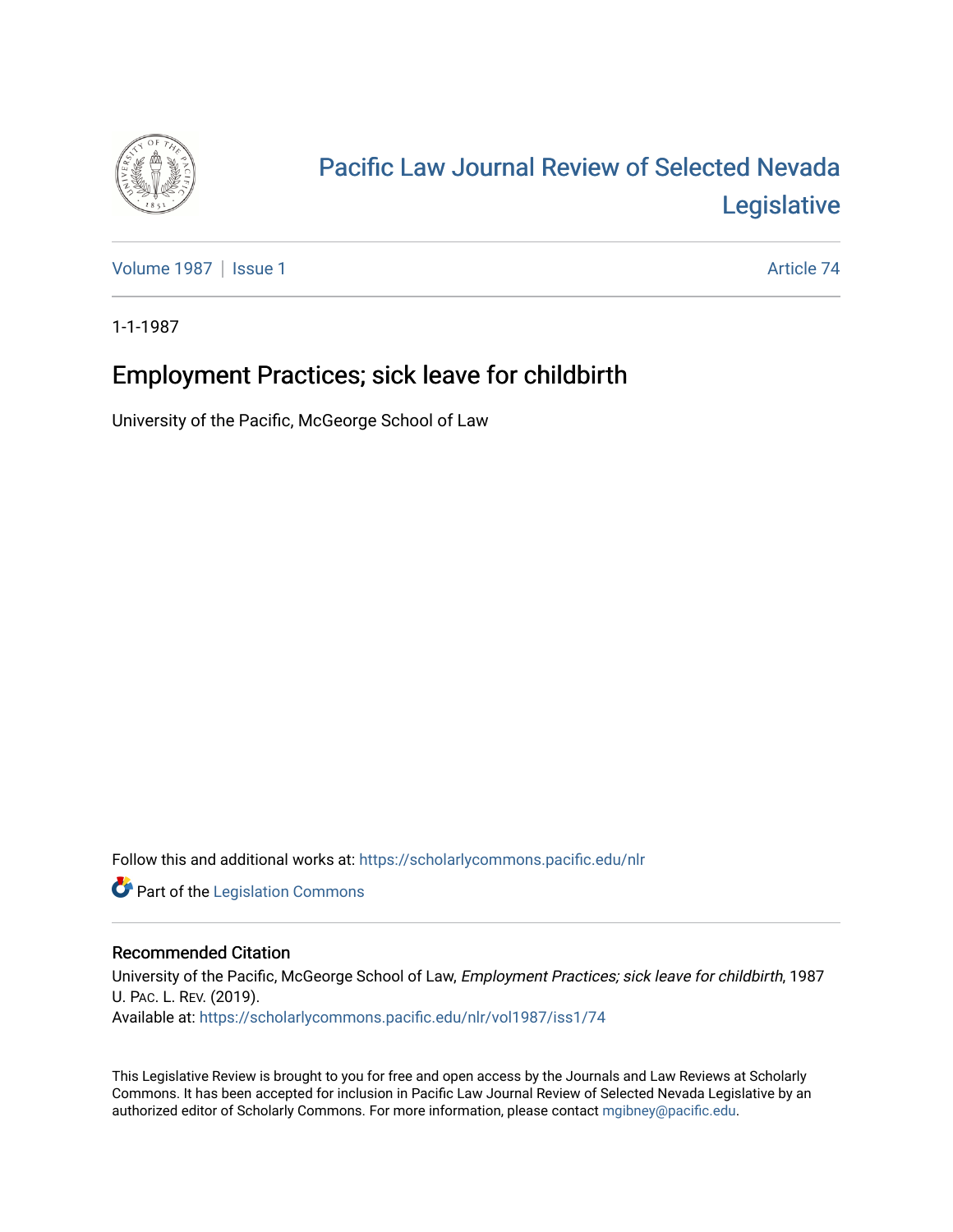# Pacific Law Journal Review of Selected Nevada Legislative

Volume 1987 | Issue 1

Article 74

1-1-1987

## Employment Practices; sick leave for childbirth

University of the Pacific, McGeorge School of Law

Follow this and additional works at: https://scholarlycommons.pacific.edu/nlr

Part of the Legislation Commons

### Recommended Citation

University of the Pacific, McGeorge School of Law, *Employment Practices; sick leave for childbirth*, 1987 U. Pac. L. Rev. (2019).
Available at: https://scholarlycommons.pacific.edu/nlr/vol1987/iss1/74

This Legislative Review is brought to you for free and open access by the Journals and Law Reviews at Scholarly Commons. It has been accepted for inclusion in Pacific Law Journal Review of Selected Nevada Legislative by an authorized editor of Scholarly Commons. For more information, please contact mgibney@pacific.edu.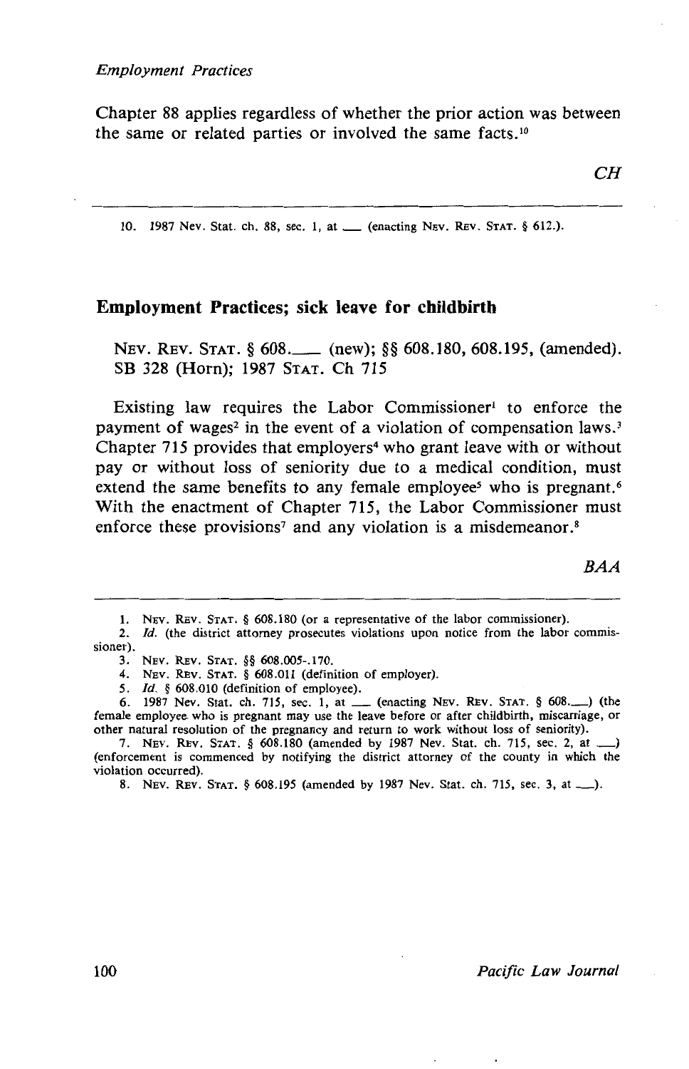Chapter 88 applies regardless of whether the prior action was between the same or related parties or involved the same facts.[10]

*CH*

---

10. 1987 Nev. Stat. ch. 88, sec. 1, at ___ (enacting NEV. REV. STAT. § 612.).

## Employment Practices; sick leave for childbirth

NEV. REV. STAT. § 608.___ (new); §§ 608.180, 608.195, (amended).
SB 328 (Horn); 1987 STAT. Ch 715

Existing law requires the Labor Commissioner[1] to enforce the payment of wages[2] in the event of a violation of compensation laws.[3] Chapter 715 provides that employers[4] who grant leave with or without pay or without loss of seniority due to a medical condition, must extend the same benefits to any female employee[5] who is pregnant.[6] With the enactment of Chapter 715, the Labor Commissioner must enforce these provisions[7] and any violation is a misdemeanor.[8]

*BAA*

---

1. NEV. REV. STAT. § 608.180 (or a representative of the labor commissioner).
2. *Id.* (the district attorney prosecutes violations upon notice from the labor commissioner).
3. NEV. REV. STAT. §§ 608.005-.170.
4. NEV. REV. STAT. § 608.011 (definition of employer).
5. *Id.* § 608.010 (definition of employee).
6. 1987 Nev. Stat. ch. 715, sec. 1, at ___ (enacting NEV. REV. STAT. § 608.___) (the female employee who is pregnant may use the leave before or after childbirth, miscarriage, or other natural resolution of the pregnancy and return to work without loss of seniority).
7. NEV. REV. STAT. § 608.180 (amended by 1987 Nev. Stat. ch. 715, sec. 2, at ___) (enforcement is commenced by notifying the district attorney of the county in which the violation occurred).
8. NEV. REV. STAT. § 608.195 (amended by 1987 Nev. Stat. ch. 715, sec. 3, at ___).